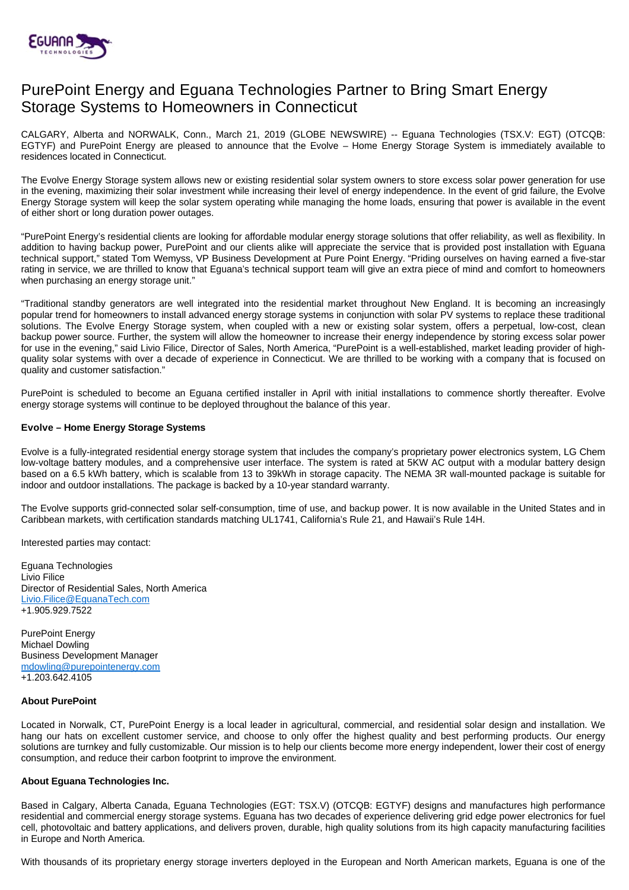# PurePoint Energy and Eguana Technologies Partner to Bring Smart Energy Storage Systems to Homeowners in Connecticut

CALGARY, Alberta and NORWALK, Conn., March 21, 2019 (GLOBE NEWSWIRE) -- Eguana Technologies (TSX.V: EGT) (OTCQB: EGTYF) and PurePoint Energy are pleased to announce that the Evolve – Home Energy Storage System is immediately available to residences located in Connecticut.

The Evolve Energy Storage system allows new or existing residential solar system owners to store excess solar power generation for use in the evening, maximizing their solar investment while increasing their level of energy independence. In the event of grid failure, the Evolve Energy Storage system will keep the solar system operating while managing the home loads, ensuring that power is available in the event of either short or long duration power outages.

"PurePoint Energy's residential clients are looking for affordable modular energy storage solutions that offer reliability, as well as flexibility. In addition to having backup power, PurePoint and our clients alike will appreciate the service that is provided post installation with Eguana technical support," stated Tom Wemyss, VP Business Development at Pure Point Energy. "Priding ourselves on having earned a five-star rating in service, we are thrilled to know that Eguana's technical support team will give an extra piece of mind and comfort to homeowners when purchasing an energy storage unit."

"Traditional standby generators are well integrated into the residential market throughout New England. It is becoming an increasingly popular trend for homeowners to install advanced energy storage systems in conjunction with solar PV systems to replace these traditional solutions. The Evolve Energy Storage system, when coupled with a new or existing solar system, offers a perpetual, low-cost, clean backup power source. Further, the system will allow the homeowner to increase their energy independence by storing excess solar power for use in the evening," said Livio Filice, Director of Sales, North America, "PurePoint is a well-established, market leading provider of high-quality solar systems with over a decade of experience in Connecticut. We are thrilled to be working with a company that is focused on quality and customer satisfaction."

PurePoint is scheduled to become an Eguana certified installer in April with initial installations to commence shortly thereafter. Evolve energy storage systems will continue to be deployed throughout the balance of this year.

**Evolve – Home Energy Storage Systems**

Evolve is a fully-integrated residential energy storage system that includes the company's proprietary power electronics system, LG Chem low-voltage battery modules, and a comprehensive user interface. The system is rated at 5KW AC output with a modular battery design based on a 6.5 kWh battery, which is scalable from 13 to 39kWh in storage capacity. The NEMA 3R wall-mounted package is suitable for indoor and outdoor installations. The package is backed by a 10-year standard warranty.

The Evolve supports grid-connected solar self-consumption, time of use, and backup power. It is now available in the United States and in Caribbean markets, with certification standards matching UL1741, California's Rule 21, and Hawaii's Rule 14H.

Interested parties may contact:

Eguana Technologies
Livio Filice
Director of Residential Sales, North America
Livio.Filice@EguanaTech.com
+1.905.929.7522

PurePoint Energy
Michael Dowling
Business Development Manager
mdowling@purepointenergy.com
+1.203.642.4105

**About PurePoint**

Located in Norwalk, CT, PurePoint Energy is a local leader in agricultural, commercial, and residential solar design and installation. We hang our hats on excellent customer service, and choose to only offer the highest quality and best performing products. Our energy solutions are turnkey and fully customizable. Our mission is to help our clients become more energy independent, lower their cost of energy consumption, and reduce their carbon footprint to improve the environment.

**About Eguana Technologies Inc.**

Based in Calgary, Alberta Canada, Eguana Technologies (EGT: TSX.V) (OTCQB: EGTYF) designs and manufactures high performance residential and commercial energy storage systems. Eguana has two decades of experience delivering grid edge power electronics for fuel cell, photovoltaic and battery applications, and delivers proven, durable, high quality solutions from its high capacity manufacturing facilities in Europe and North America.

With thousands of its proprietary energy storage inverters deployed in the European and North American markets, Eguana is one of the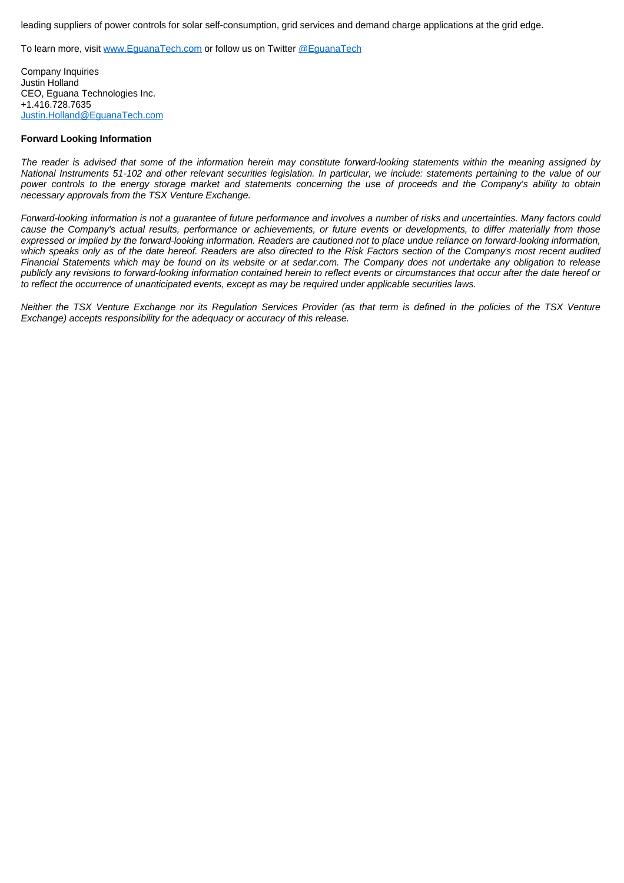leading suppliers of power controls for solar self-consumption, grid services and demand charge applications at the grid edge.

To learn more, visit www.EguanaTech.com or follow us on Twitter @EguanaTech

Company Inquiries
Justin Holland
CEO, Eguana Technologies Inc.
+1.416.728.7635
Justin.Holland@EguanaTech.com

**Forward Looking Information**

*The reader is advised that some of the information herein may constitute forward-looking statements within the meaning assigned by National Instruments 51-102 and other relevant securities legislation. In particular, we include: statements pertaining to the value of our power controls to the energy storage market and statements concerning the use of proceeds and the Company's ability to obtain necessary approvals from the TSX Venture Exchange.*

*Forward-looking information is not a guarantee of future performance and involves a number of risks and uncertainties. Many factors could cause the Company's actual results, performance or achievements, or future events or developments, to differ materially from those expressed or implied by the forward-looking information. Readers are cautioned not to place undue reliance on forward-looking information, which speaks only as of the date hereof. Readers are also directed to the Risk Factors section of the Company's most recent audited Financial Statements which may be found on its website or at sedar.com. The Company does not undertake any obligation to release publicly any revisions to forward-looking information contained herein to reflect events or circumstances that occur after the date hereof or to reflect the occurrence of unanticipated events, except as may be required under applicable securities laws.*

*Neither the TSX Venture Exchange nor its Regulation Services Provider (as that term is defined in the policies of the TSX Venture Exchange) accepts responsibility for the adequacy or accuracy of this release.*